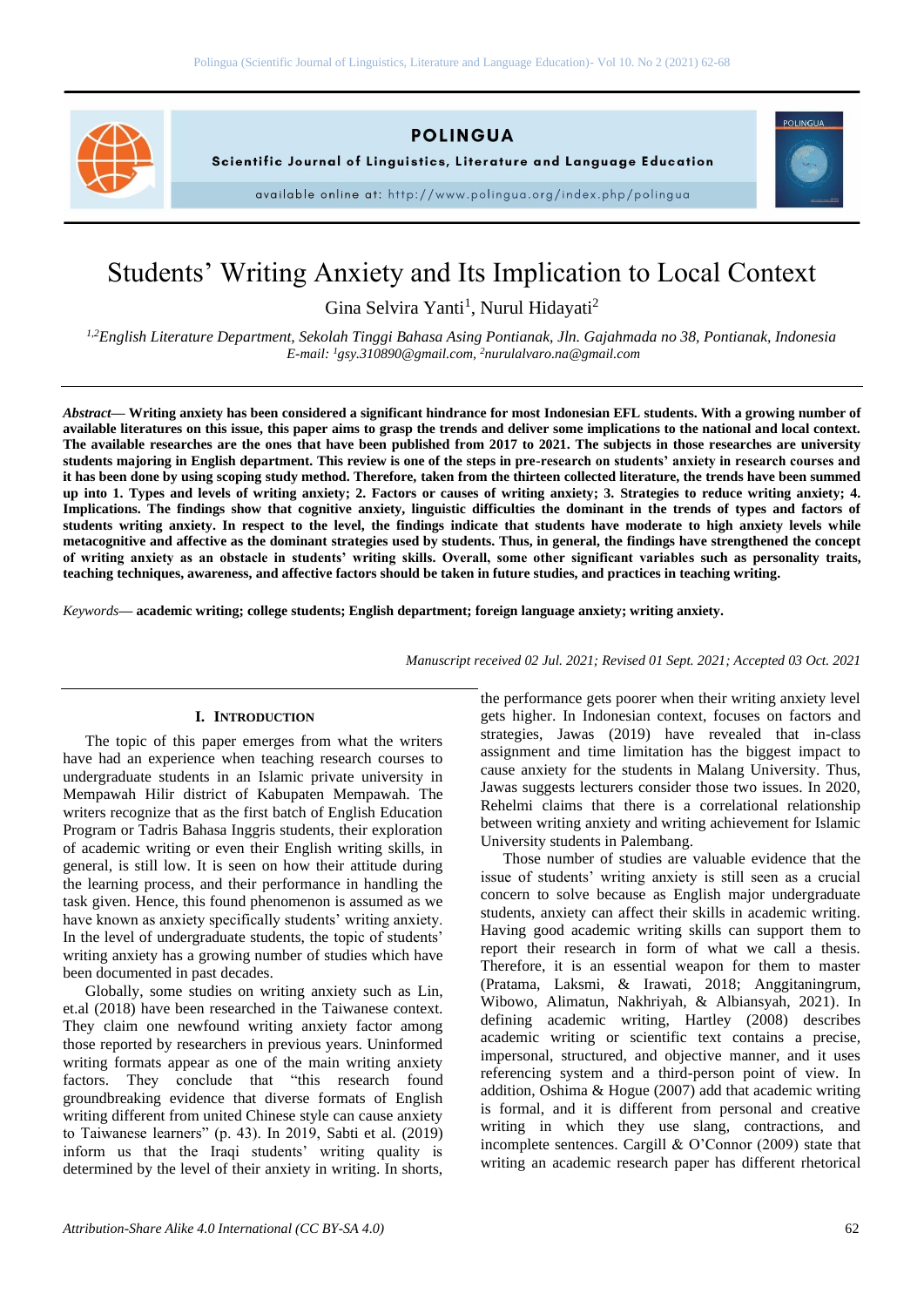# Students' Writing Anxiety and Its Implication to Local Context

Gina Selvira Yanti[1], Nurul Hidayati[2]

*[1,2]English Literature Department, Sekolah Tinggi Bahasa Asing Pontianak, Jln. Gajahmada no 38, Pontianak, Indonesia*
*E-mail: [1]gsy.310890@gmail.com, [2]nurulalvaro.na@gmail.com*

***Abstract*— Writing anxiety has been considered a significant hindrance for most Indonesian EFL students. With a growing number of available literatures on this issue, this paper aims to grasp the trends and deliver some implications to the national and local context. The available researches are the ones that have been published from 2017 to 2021. The subjects in those researches are university students majoring in English department. This review is one of the steps in pre-research on students' anxiety in research courses and it has been done by using scoping study method. Therefore, taken from the thirteen collected literature, the trends have been summed up into 1. Types and levels of writing anxiety; 2. Factors or causes of writing anxiety; 3. Strategies to reduce writing anxiety; 4. Implications. The findings show that cognitive anxiety, linguistic difficulties the dominant in the trends of types and factors of students writing anxiety. In respect to the level, the findings indicate that students have moderate to high anxiety levels while metacognitive and affective as the dominant strategies used by students. Thus, in general, the findings have strengthened the concept of writing anxiety as an obstacle in students' writing skills. Overall, some other significant variables such as personality traits, teaching techniques, awareness, and affective factors should be taken in future studies, and practices in teaching writing.**

*Keywords*— **academic writing; college students; English department; foreign language anxiety; writing anxiety.**

*Manuscript received 02 Jul. 2021; Revised 01 Sept. 2021; Accepted 03 Oct. 2021*

## I. Introduction

The topic of this paper emerges from what the writers have had an experience when teaching research courses to undergraduate students in an Islamic private university in Mempawah Hilir district of Kabupaten Mempawah. The writers recognize that as the first batch of English Education Program or Tadris Bahasa Inggris students, their exploration of academic writing or even their English writing skills, in general, is still low. It is seen on how their attitude during the learning process, and their performance in handling the task given. Hence, this found phenomenon is assumed as we have known as anxiety specifically students' writing anxiety. In the level of undergraduate students, the topic of students' writing anxiety has a growing number of studies which have been documented in past decades.

Globally, some studies on writing anxiety such as Lin, et.al (2018) have been researched in the Taiwanese context. They claim one newfound writing anxiety factor among those reported by researchers in previous years. Uninformed writing formats appear as one of the main writing anxiety factors. They conclude that "this research found groundbreaking evidence that diverse formats of English writing different from united Chinese style can cause anxiety to Taiwanese learners" (p. 43). In 2019, Sabti et al. (2019) inform us that the Iraqi students' writing quality is determined by the level of their anxiety in writing. In shorts, the performance gets poorer when their writing anxiety level gets higher. In Indonesian context, focuses on factors and strategies, Jawas (2019) have revealed that in-class assignment and time limitation has the biggest impact to cause anxiety for the students in Malang University. Thus, Jawas suggests lecturers consider those two issues. In 2020, Rehelmi claims that there is a correlational relationship between writing anxiety and writing achievement for Islamic University students in Palembang.

Those number of studies are valuable evidence that the issue of students' writing anxiety is still seen as a crucial concern to solve because as English major undergraduate students, anxiety can affect their skills in academic writing. Having good academic writing skills can support them to report their research in form of what we call a thesis. Therefore, it is an essential weapon for them to master (Pratama, Laksmi, & Irawati, 2018; Anggitaningrum, Wibowo, Alimatun, Nakhriyah, & Albiansyah, 2021). In defining academic writing, Hartley (2008) describes academic writing or scientific text contains a precise, impersonal, structured, and objective manner, and it uses referencing system and a third-person point of view. In addition, Oshima & Hogue (2007) add that academic writing is formal, and it is different from personal and creative writing in which they use slang, contractions, and incomplete sentences. Cargill & O'Connor (2009) state that writing an academic research paper has different rhetorical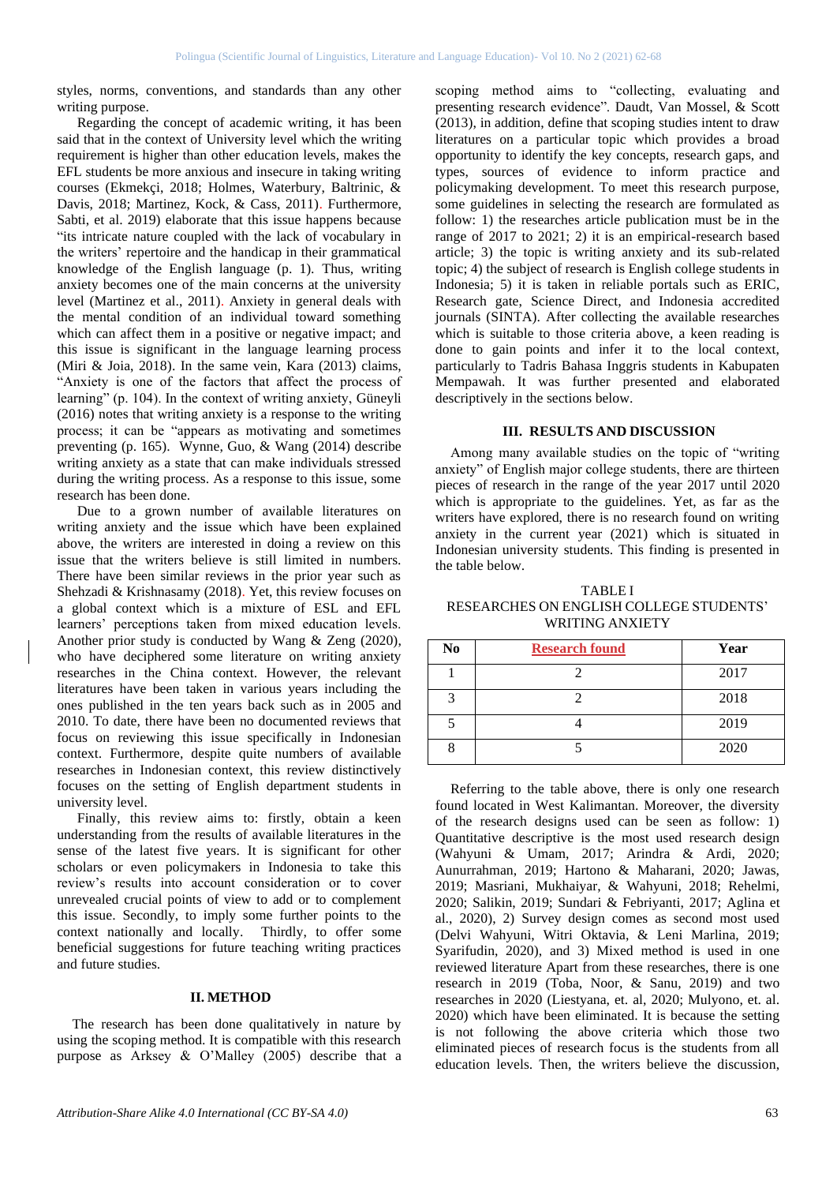styles, norms, conventions, and standards than any other writing purpose.

Regarding the concept of academic writing, it has been said that in the context of University level which the writing requirement is higher than other education levels, makes the EFL students be more anxious and insecure in taking writing courses (Ekmekçi, 2018; Holmes, Waterbury, Baltrinic, & Davis, 2018; Martinez, Kock, & Cass, 2011). Furthermore, Sabti, et al. 2019) elaborate that this issue happens because "its intricate nature coupled with the lack of vocabulary in the writers' repertoire and the handicap in their grammatical knowledge of the English language (p. 1). Thus, writing anxiety becomes one of the main concerns at the university level (Martinez et al., 2011). Anxiety in general deals with the mental condition of an individual toward something which can affect them in a positive or negative impact; and this issue is significant in the language learning process (Miri & Joia, 2018). In the same vein, Kara (2013) claims, "Anxiety is one of the factors that affect the process of learning" (p. 104). In the context of writing anxiety, Güneyli (2016) notes that writing anxiety is a response to the writing process; it can be "appears as motivating and sometimes preventing (p. 165). Wynne, Guo, & Wang (2014) describe writing anxiety as a state that can make individuals stressed during the writing process. As a response to this issue, some research has been done.

Due to a grown number of available literatures on writing anxiety and the issue which have been explained above, the writers are interested in doing a review on this issue that the writers believe is still limited in numbers. There have been similar reviews in the prior year such as Shehzadi & Krishnasamy (2018). Yet, this review focuses on a global context which is a mixture of ESL and EFL learners' perceptions taken from mixed education levels. Another prior study is conducted by Wang & Zeng (2020), who have deciphered some literature on writing anxiety researches in the China context. However, the relevant literatures have been taken in various years including the ones published in the ten years back such as in 2005 and 2010. To date, there have been no documented reviews that focus on reviewing this issue specifically in Indonesian context. Furthermore, despite quite numbers of available researches in Indonesian context, this review distinctively focuses on the setting of English department students in university level.

Finally, this review aims to: firstly, obtain a keen understanding from the results of available literatures in the sense of the latest five years. It is significant for other scholars or even policymakers in Indonesia to take this review's results into account consideration or to cover unrevealed crucial points of view to add or to complement this issue. Secondly, to imply some further points to the context nationally and locally. Thirdly, to offer some beneficial suggestions for future teaching writing practices and future studies.

## II. METHOD

The research has been done qualitatively in nature by using the scoping method. It is compatible with this research purpose as Arksey & O'Malley (2005) describe that a scoping method aims to "collecting, evaluating and presenting research evidence". Daudt, Van Mossel, & Scott (2013), in addition, define that scoping studies intent to draw literatures on a particular topic which provides a broad opportunity to identify the key concepts, research gaps, and types, sources of evidence to inform practice and policymaking development. To meet this research purpose, some guidelines in selecting the research are formulated as follow: 1) the researches article publication must be in the range of 2017 to 2021; 2) it is an empirical-research based article; 3) the topic is writing anxiety and its sub-related topic; 4) the subject of research is English college students in Indonesia; 5) it is taken in reliable portals such as ERIC, Research gate, Science Direct, and Indonesia accredited journals (SINTA). After collecting the available researches which is suitable to those criteria above, a keen reading is done to gain points and infer it to the local context, particularly to Tadris Bahasa Inggris students in Kabupaten Mempawah. It was further presented and elaborated descriptively in the sections below.

## III. RESULTS AND DISCUSSION

Among many available studies on the topic of "writing anxiety" of English major college students, there are thirteen pieces of research in the range of the year 2017 until 2020 which is appropriate to the guidelines. Yet, as far as the writers have explored, there is no research found on writing anxiety in the current year (2021) which is situated in Indonesian university students. This finding is presented in the table below.

TABLE I
RESEARCHES ON ENGLISH COLLEGE STUDENTS' WRITING ANXIETY

| No | Research found | Year |
|---|---|---|
| 1 | 2 | 2017 |
| 3 | 2 | 2018 |
| 5 | 4 | 2019 |
| 8 | 5 | 2020 |

Referring to the table above, there is only one research found located in West Kalimantan. Moreover, the diversity of the research designs used can be seen as follow: 1) Quantitative descriptive is the most used research design (Wahyuni & Umam, 2017; Arindra & Ardi, 2020; Aunurrahman, 2019; Hartono & Maharani, 2020; Jawas, 2019; Masriani, Mukhaiyar, & Wahyuni, 2018; Rehelmi, 2020; Salikin, 2019; Sundari & Febriyanti, 2017; Aglina et al., 2020), 2) Survey design comes as second most used (Delvi Wahyuni, Witri Oktavia, & Leni Marlina, 2019; Syarifudin, 2020), and 3) Mixed method is used in one reviewed literature Apart from these researches, there is one research in 2019 (Toba, Noor, & Sanu, 2019) and two researches in 2020 (Liestyana, et. al, 2020; Mulyono, et. al. 2020) which have been eliminated. It is because the setting is not following the above criteria which those two eliminated pieces of research focus is the students from all education levels. Then, the writers believe the discussion,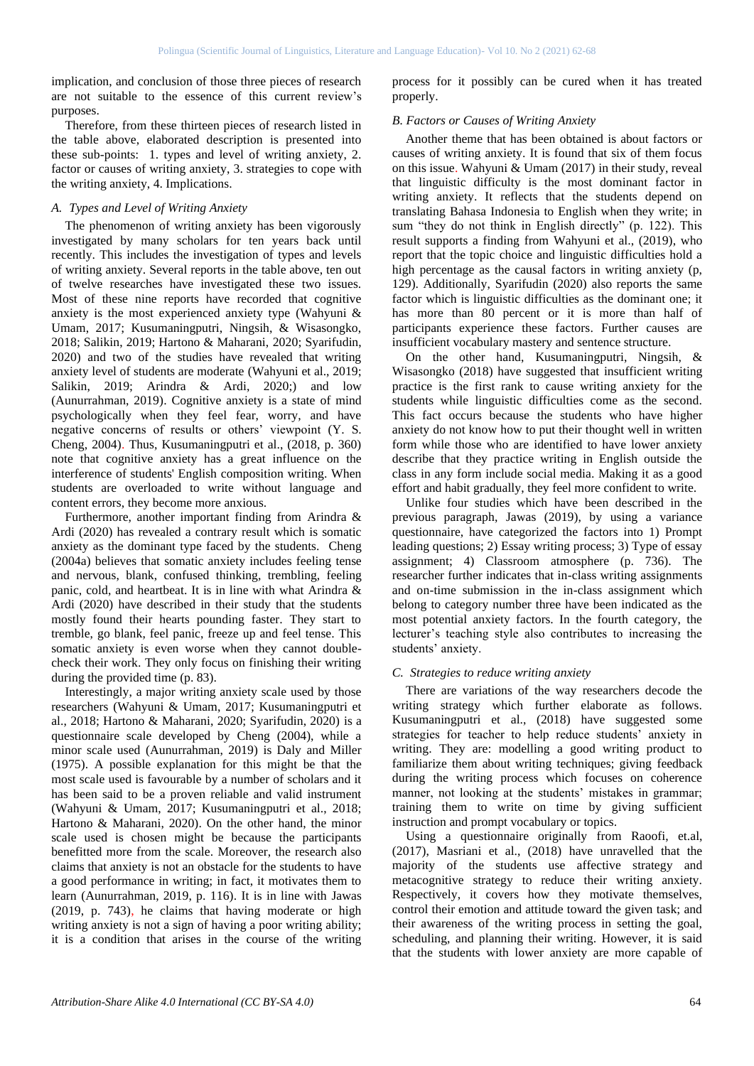implication, and conclusion of those three pieces of research are not suitable to the essence of this current review's purposes.

Therefore, from these thirteen pieces of research listed in the table above, elaborated description is presented into these sub-points: 1. types and level of writing anxiety, 2. factor or causes of writing anxiety, 3. strategies to cope with the writing anxiety, 4. Implications.

### *A. Types and Level of Writing Anxiety*

The phenomenon of writing anxiety has been vigorously investigated by many scholars for ten years back until recently. This includes the investigation of types and levels of writing anxiety. Several reports in the table above, ten out of twelve researches have investigated these two issues. Most of these nine reports have recorded that cognitive anxiety is the most experienced anxiety type (Wahyuni & Umam, 2017; Kusumaningputri, Ningsih, & Wisasongko, 2018; Salikin, 2019; Hartono & Maharani, 2020; Syarifudin, 2020) and two of the studies have revealed that writing anxiety level of students are moderate (Wahyuni et al., 2019; Salikin, 2019; Arindra & Ardi, 2020;) and low (Aunurrahman, 2019). Cognitive anxiety is a state of mind psychologically when they feel fear, worry, and have negative concerns of results or others' viewpoint (Y. S. Cheng, 2004). Thus, Kusumaningputri et al., (2018, p. 360) note that cognitive anxiety has a great influence on the interference of students' English composition writing. When students are overloaded to write without language and content errors, they become more anxious.

Furthermore, another important finding from Arindra & Ardi (2020) has revealed a contrary result which is somatic anxiety as the dominant type faced by the students. Cheng (2004a) believes that somatic anxiety includes feeling tense and nervous, blank, confused thinking, trembling, feeling panic, cold, and heartbeat. It is in line with what Arindra & Ardi (2020) have described in their study that the students mostly found their hearts pounding faster. They start to tremble, go blank, feel panic, freeze up and feel tense. This somatic anxiety is even worse when they cannot double-check their work. They only focus on finishing their writing during the provided time (p. 83).

Interestingly, a major writing anxiety scale used by those researchers (Wahyuni & Umam, 2017; Kusumaningputri et al., 2018; Hartono & Maharani, 2020; Syarifudin, 2020) is a questionnaire scale developed by Cheng (2004), while a minor scale used (Aunurrahman, 2019) is Daly and Miller (1975). A possible explanation for this might be that the most scale used is favourable by a number of scholars and it has been said to be a proven reliable and valid instrument (Wahyuni & Umam, 2017; Kusumaningputri et al., 2018; Hartono & Maharani, 2020). On the other hand, the minor scale used is chosen might be because the participants benefitted more from the scale. Moreover, the research also claims that anxiety is not an obstacle for the students to have a good performance in writing; in fact, it motivates them to learn (Aunurrahman, 2019, p. 116). It is in line with Jawas (2019, p. 743), he claims that having moderate or high writing anxiety is not a sign of having a poor writing ability; it is a condition that arises in the course of the writing process for it possibly can be cured when it has treated properly.

### *B. Factors or Causes of Writing Anxiety*

Another theme that has been obtained is about factors or causes of writing anxiety. It is found that six of them focus on this issue. Wahyuni & Umam (2017) in their study, reveal that linguistic difficulty is the most dominant factor in writing anxiety. It reflects that the students depend on translating Bahasa Indonesia to English when they write; in sum "they do not think in English directly" (p. 122). This result supports a finding from Wahyuni et al., (2019), who report that the topic choice and linguistic difficulties hold a high percentage as the causal factors in writing anxiety (p, 129). Additionally, Syarifudin (2020) also reports the same factor which is linguistic difficulties as the dominant one; it has more than 80 percent or it is more than half of participants experience these factors. Further causes are insufficient vocabulary mastery and sentence structure.

On the other hand, Kusumaningputri, Ningsih, & Wisasongko (2018) have suggested that insufficient writing practice is the first rank to cause writing anxiety for the students while linguistic difficulties come as the second. This fact occurs because the students who have higher anxiety do not know how to put their thought well in written form while those who are identified to have lower anxiety describe that they practice writing in English outside the class in any form include social media. Making it as a good effort and habit gradually, they feel more confident to write.

Unlike four studies which have been described in the previous paragraph, Jawas (2019), by using a variance questionnaire, have categorized the factors into 1) Prompt leading questions; 2) Essay writing process; 3) Type of essay assignment; 4) Classroom atmosphere (p. 736). The researcher further indicates that in-class writing assignments and on-time submission in the in-class assignment which belong to category number three have been indicated as the most potential anxiety factors. In the fourth category, the lecturer's teaching style also contributes to increasing the students' anxiety.

### *C. Strategies to reduce writing anxiety*

There are variations of the way researchers decode the writing strategy which further elaborate as follows. Kusumaningputri et al., (2018) have suggested some strategies for teacher to help reduce students' anxiety in writing. They are: modelling a good writing product to familiarize them about writing techniques; giving feedback during the writing process which focuses on coherence manner, not looking at the students' mistakes in grammar; training them to write on time by giving sufficient instruction and prompt vocabulary or topics.

Using a questionnaire originally from Raoofi, et.al, (2017), Masriani et al., (2018) have unravelled that the majority of the students use affective strategy and metacognitive strategy to reduce their writing anxiety. Respectively, it covers how they motivate themselves, control their emotion and attitude toward the given task; and their awareness of the writing process in setting the goal, scheduling, and planning their writing. However, it is said that the students with lower anxiety are more capable of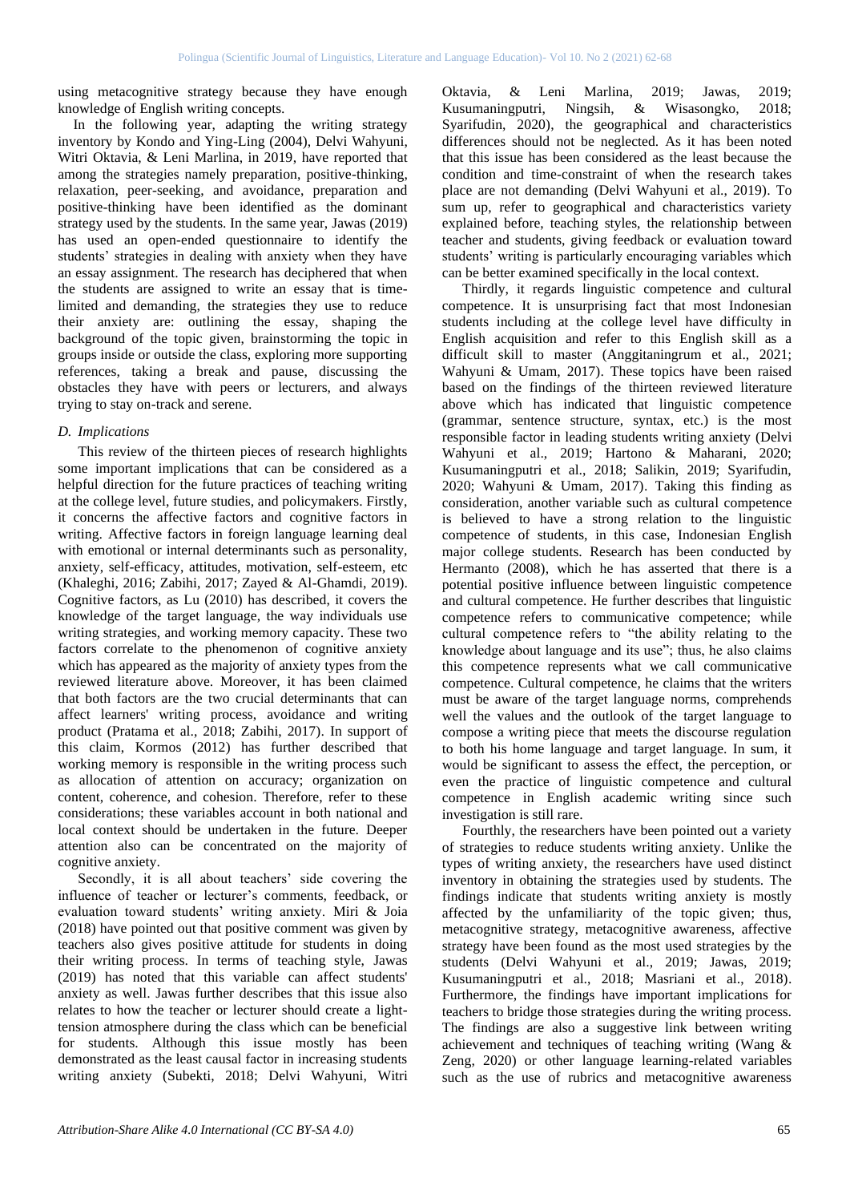using metacognitive strategy because they have enough knowledge of English writing concepts.

In the following year, adapting the writing strategy inventory by Kondo and Ying-Ling (2004), Delvi Wahyuni, Witri Oktavia, & Leni Marlina, in 2019, have reported that among the strategies namely preparation, positive-thinking, relaxation, peer-seeking, and avoidance, preparation and positive-thinking have been identified as the dominant strategy used by the students. In the same year, Jawas (2019) has used an open-ended questionnaire to identify the students' strategies in dealing with anxiety when they have an essay assignment. The research has deciphered that when the students are assigned to write an essay that is time-limited and demanding, the strategies they use to reduce their anxiety are: outlining the essay, shaping the background of the topic given, brainstorming the topic in groups inside or outside the class, exploring more supporting references, taking a break and pause, discussing the obstacles they have with peers or lecturers, and always trying to stay on-track and serene.

### *D. Implications*

This review of the thirteen pieces of research highlights some important implications that can be considered as a helpful direction for the future practices of teaching writing at the college level, future studies, and policymakers. Firstly, it concerns the affective factors and cognitive factors in writing. Affective factors in foreign language learning deal with emotional or internal determinants such as personality, anxiety, self-efficacy, attitudes, motivation, self-esteem, etc (Khaleghi, 2016; Zabihi, 2017; Zayed & Al-Ghamdi, 2019). Cognitive factors, as Lu (2010) has described, it covers the knowledge of the target language, the way individuals use writing strategies, and working memory capacity. These two factors correlate to the phenomenon of cognitive anxiety which has appeared as the majority of anxiety types from the reviewed literature above. Moreover, it has been claimed that both factors are the two crucial determinants that can affect learners' writing process, avoidance and writing product (Pratama et al., 2018; Zabihi, 2017). In support of this claim, Kormos (2012) has further described that working memory is responsible in the writing process such as allocation of attention on accuracy; organization on content, coherence, and cohesion. Therefore, refer to these considerations; these variables account in both national and local context should be undertaken in the future. Deeper attention also can be concentrated on the majority of cognitive anxiety.

Secondly, it is all about teachers' side covering the influence of teacher or lecturer's comments, feedback, or evaluation toward students' writing anxiety. Miri & Joia (2018) have pointed out that positive comment was given by teachers also gives positive attitude for students in doing their writing process. In terms of teaching style, Jawas (2019) has noted that this variable can affect students' anxiety as well. Jawas further describes that this issue also relates to how the teacher or lecturer should create a light-tension atmosphere during the class which can be beneficial for students. Although this issue mostly has been demonstrated as the least causal factor in increasing students writing anxiety (Subekti, 2018; Delvi Wahyuni, Witri Oktavia, & Leni Marlina, 2019; Jawas, 2019; Kusumaningputri, Ningsih, & Wisasongko, 2018; Syarifudin, 2020), the geographical and characteristics differences should not be neglected. As it has been noted that this issue has been considered as the least because the condition and time-constraint of when the research takes place are not demanding (Delvi Wahyuni et al., 2019). To sum up, refer to geographical and characteristics variety explained before, teaching styles, the relationship between teacher and students, giving feedback or evaluation toward students' writing is particularly encouraging variables which can be better examined specifically in the local context.

Thirdly, it regards linguistic competence and cultural competence. It is unsurprising fact that most Indonesian students including at the college level have difficulty in English acquisition and refer to this English skill as a difficult skill to master (Anggitaningrum et al., 2021; Wahyuni & Umam, 2017). These topics have been raised based on the findings of the thirteen reviewed literature above which has indicated that linguistic competence (grammar, sentence structure, syntax, etc.) is the most responsible factor in leading students writing anxiety (Delvi Wahyuni et al., 2019; Hartono & Maharani, 2020; Kusumaningputri et al., 2018; Salikin, 2019; Syarifudin, 2020; Wahyuni & Umam, 2017). Taking this finding as consideration, another variable such as cultural competence is believed to have a strong relation to the linguistic competence of students, in this case, Indonesian English major college students. Research has been conducted by Hermanto (2008), which he has asserted that there is a potential positive influence between linguistic competence and cultural competence. He further describes that linguistic competence refers to communicative competence; while cultural competence refers to "the ability relating to the knowledge about language and its use"; thus, he also claims this competence represents what we call communicative competence. Cultural competence, he claims that the writers must be aware of the target language norms, comprehends well the values and the outlook of the target language to compose a writing piece that meets the discourse regulation to both his home language and target language. In sum, it would be significant to assess the effect, the perception, or even the practice of linguistic competence and cultural competence in English academic writing since such investigation is still rare.

Fourthly, the researchers have been pointed out a variety of strategies to reduce students writing anxiety. Unlike the types of writing anxiety, the researchers have used distinct inventory in obtaining the strategies used by students. The findings indicate that students writing anxiety is mostly affected by the unfamiliarity of the topic given; thus, metacognitive strategy, metacognitive awareness, affective strategy have been found as the most used strategies by the students (Delvi Wahyuni et al., 2019; Jawas, 2019; Kusumaningputri et al., 2018; Masriani et al., 2018). Furthermore, the findings have important implications for teachers to bridge those strategies during the writing process. The findings are also a suggestive link between writing achievement and techniques of teaching writing (Wang & Zeng, 2020) or other language learning-related variables such as the use of rubrics and metacognitive awareness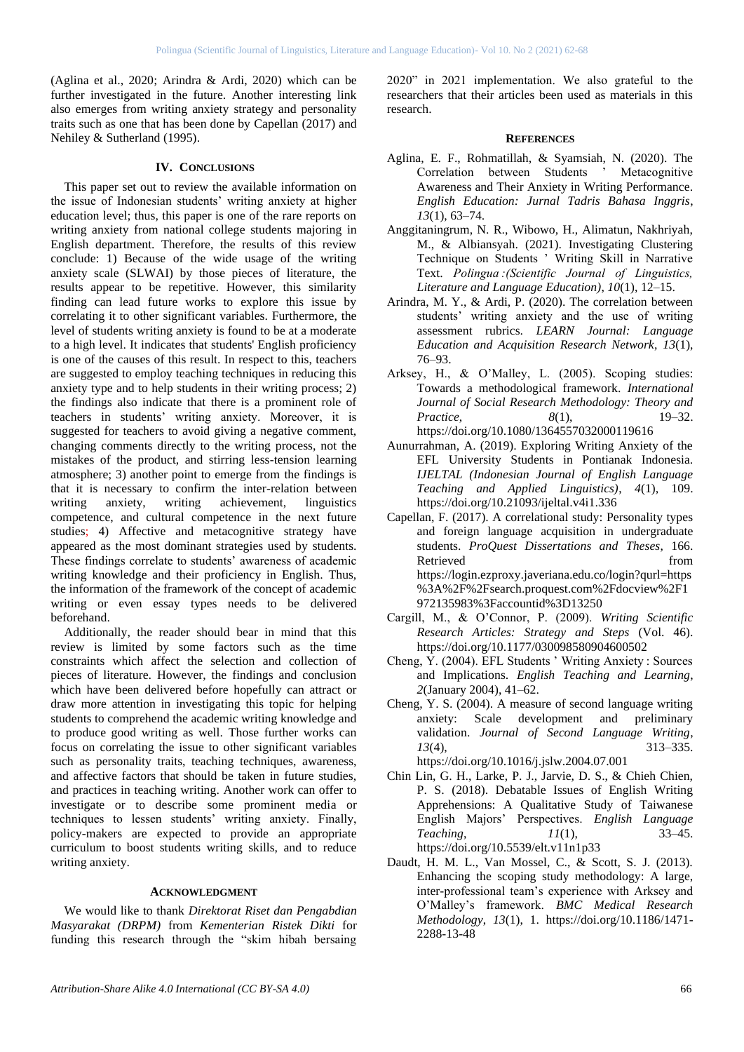(Aglina et al., 2020; Arindra & Ardi, 2020) which can be further investigated in the future. Another interesting link also emerges from writing anxiety strategy and personality traits such as one that has been done by Capellan (2017) and Nehiley & Sutherland (1995).

## IV. Conclusions

This paper set out to review the available information on the issue of Indonesian students' writing anxiety at higher education level; thus, this paper is one of the rare reports on writing anxiety from national college students majoring in English department. Therefore, the results of this review conclude: 1) Because of the wide usage of the writing anxiety scale (SLWAI) by those pieces of literature, the results appear to be repetitive. However, this similarity finding can lead future works to explore this issue by correlating it to other significant variables. Furthermore, the level of students writing anxiety is found to be at a moderate to a high level. It indicates that students' English proficiency is one of the causes of this result. In respect to this, teachers are suggested to employ teaching techniques in reducing this anxiety type and to help students in their writing process; 2) the findings also indicate that there is a prominent role of teachers in students' writing anxiety. Moreover, it is suggested for teachers to avoid giving a negative comment, changing comments directly to the writing process, not the mistakes of the product, and stirring less-tension learning atmosphere; 3) another point to emerge from the findings is that it is necessary to confirm the inter-relation between writing anxiety, writing achievement, linguistics competence, and cultural competence in the next future studies; 4) Affective and metacognitive strategy have appeared as the most dominant strategies used by students. These findings correlate to students' awareness of academic writing knowledge and their proficiency in English. Thus, the information of the framework of the concept of academic writing or even essay types needs to be delivered beforehand.

Additionally, the reader should bear in mind that this review is limited by some factors such as the time constraints which affect the selection and collection of pieces of literature. However, the findings and conclusion which have been delivered before hopefully can attract or draw more attention in investigating this topic for helping students to comprehend the academic writing knowledge and to produce good writing as well. Those further works can focus on correlating the issue to other significant variables such as personality traits, teaching techniques, awareness, and affective factors that should be taken in future studies, and practices in teaching writing. Another work can offer to investigate or to describe some prominent media or techniques to lessen students' writing anxiety. Finally, policy-makers are expected to provide an appropriate curriculum to boost students writing skills, and to reduce writing anxiety.

## Acknowledgment

We would like to thank *Direktorat Riset dan Pengabdian Masyarakat (DRPM)* from *Kementerian Ristek Dikti* for funding this research through the "skim hibah bersaing 2020" in 2021 implementation. We also grateful to the researchers that their articles been used as materials in this research.

## References

Aglina, E. F., Rohmatillah, & Syamsiah, N. (2020). The Correlation between Students ' Metacognitive Awareness and Their Anxiety in Writing Performance. *English Education: Jurnal Tadris Bahasa Inggris*, *13*(1), 63–74.

Anggitaningrum, N. R., Wibowo, H., Alimatun, Nakhriyah, M., & Albiansyah. (2021). Investigating Clustering Technique on Students ' Writing Skill in Narrative Text. *Polingua :(Scientific Journal of Linguistics, Literature and Language Education)*, *10*(1), 12–15.

Arindra, M. Y., & Ardi, P. (2020). The correlation between students' writing anxiety and the use of writing assessment rubrics. *LEARN Journal: Language Education and Acquisition Research Network*, *13*(1), 76–93.

Arksey, H., & O'Malley, L. (2005). Scoping studies: Towards a methodological framework. *International Journal of Social Research Methodology: Theory and Practice*, *8*(1), 19–32. https://doi.org/10.1080/1364557032000119616

Aunurrahman, A. (2019). Exploring Writing Anxiety of the EFL University Students in Pontianak Indonesia. *IJELTAL (Indonesian Journal of English Language Teaching and Applied Linguistics)*, *4*(1), 109. https://doi.org/10.21093/ijeltal.v4i1.336

Capellan, F. (2017). A correlational study: Personality types and foreign language acquisition in undergraduate students. *ProQuest Dissertations and Theses*, 166. Retrieved from https://login.ezproxy.javeriana.edu.co/login?qurl=https%3A%2F%2Fsearch.proquest.com%2Fdocview%2F1972135983%3Faccountid%3D13250

Cargill, M., & O'Connor, P. (2009). *Writing Scientific Research Articles: Strategy and Steps* (Vol. 46). https://doi.org/10.1177/030098580904600502

Cheng, Y. (2004). EFL Students ' Writing Anxiety : Sources and Implications. *English Teaching and Learning*, *2*(January 2004), 41–62.

Cheng, Y. S. (2004). A measure of second language writing anxiety: Scale development and preliminary validation. *Journal of Second Language Writing*, *13*(4), 313–335. https://doi.org/10.1016/j.jslw.2004.07.001

Chin Lin, G. H., Larke, P. J., Jarvie, D. S., & Chieh Chien, P. S. (2018). Debatable Issues of English Writing Apprehensions: A Qualitative Study of Taiwanese English Majors' Perspectives. *English Language Teaching*, *11*(1), 33–45. https://doi.org/10.5539/elt.v11n1p33

Daudt, H. M. L., Van Mossel, C., & Scott, S. J. (2013). Enhancing the scoping study methodology: A large, inter-professional team's experience with Arksey and O'Malley's framework. *BMC Medical Research Methodology*, *13*(1), 1. https://doi.org/10.1186/1471-2288-13-48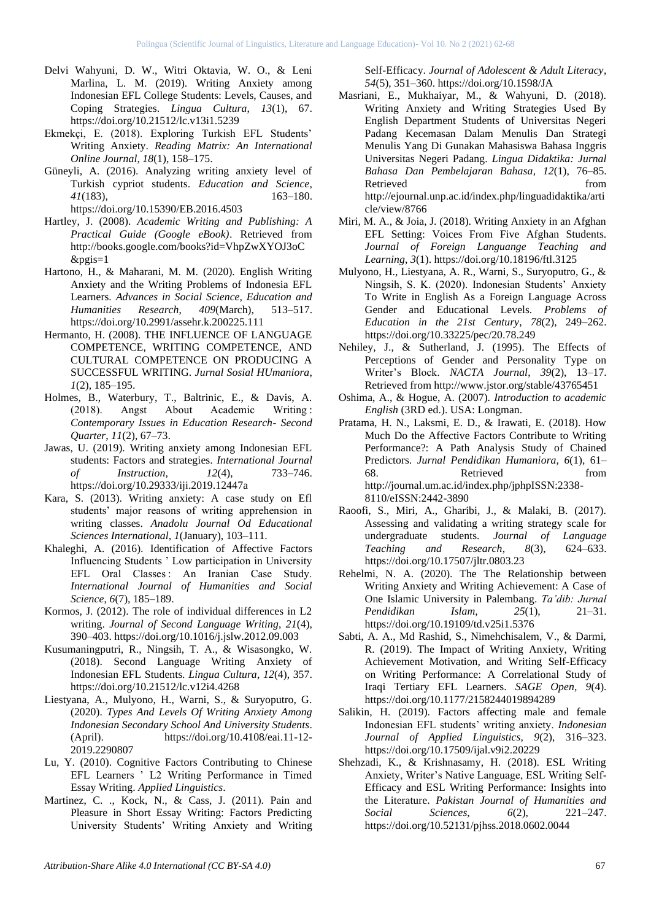Delvi Wahyuni, D. W., Witri Oktavia, W. O., & Leni Marlina, L. M. (2019). Writing Anxiety among Indonesian EFL College Students: Levels, Causes, and Coping Strategies. *Lingua Cultura*, *13*(1), 67. https://doi.org/10.21512/lc.v13i1.5239

Ekmekçi, E. (2018). Exploring Turkish EFL Students' Writing Anxiety. *Reading Matrix: An International Online Journal*, *18*(1), 158–175.

Güneyli, A. (2016). Analyzing writing anxiety level of Turkish cypriot students. *Education and Science*, *41*(183), 163–180. https://doi.org/10.15390/EB.2016.4503

Hartley, J. (2008). *Academic Writing and Publishing: A Practical Guide (Google eBook)*. Retrieved from http://books.google.com/books?id=VhpZwXYOJ3oC&pgis=1

Hartono, H., & Maharani, M. M. (2020). English Writing Anxiety and the Writing Problems of Indonesia EFL Learners. *Advances in Social Science, Education and Humanities Research*, *409*(March), 513–517. https://doi.org/10.2991/assehr.k.200225.111

Hermanto, H. (2008). THE INFLUENCE OF LANGUAGE COMPETENCE, WRITING COMPETENCE, AND CULTURAL COMPETENCE ON PRODUCING A SUCCESSFUL WRITING. *Jurnal Sosial HUmaniora*, *1*(2), 185–195.

Holmes, B., Waterbury, T., Baltrinic, E., & Davis, A. (2018). Angst About Academic Writing : *Contemporary Issues in Education Research- Second Quarter*, *11*(2), 67–73.

Jawas, U. (2019). Writing anxiety among Indonesian EFL students: Factors and strategies. *International Journal of Instruction*, *12*(4), 733–746. https://doi.org/10.29333/iji.2019.12447a

Kara, S. (2013). Writing anxiety: A case study on Efl students' major reasons of writing apprehension in writing classes. *Anadolu Journal Od Educational Sciences International*, *1*(January), 103–111.

Khaleghi, A. (2016). Identification of Affective Factors Influencing Students ' Low participation in University EFL Oral Classes : An Iranian Case Study. *International Journal of Humanities and Social Science*, *6*(7), 185–189.

Kormos, J. (2012). The role of individual differences in L2 writing. *Journal of Second Language Writing*, *21*(4), 390–403. https://doi.org/10.1016/j.jslw.2012.09.003

Kusumaningputri, R., Ningsih, T. A., & Wisasongko, W. (2018). Second Language Writing Anxiety of Indonesian EFL Students. *Lingua Cultura*, *12*(4), 357. https://doi.org/10.21512/lc.v12i4.4268

Liestyana, A., Mulyono, H., Warni, S., & Suryoputro, G. (2020). *Types And Levels Of Writing Anxiety Among Indonesian Secondary School And University Students*. (April). https://doi.org/10.4108/eai.11-12-2019.2290807

Lu, Y. (2010). Cognitive Factors Contributing to Chinese EFL Learners ' L2 Writing Performance in Timed Essay Writing. *Applied Linguistics*.

Martinez, C. ., Kock, N., & Cass, J. (2011). Pain and Pleasure in Short Essay Writing: Factors Predicting University Students' Writing Anxiety and Writing Self-Efficacy. *Journal of Adolescent & Adult Literacy*, *54*(5), 351–360. https://doi.org/10.1598/JA

Masriani, E., Mukhaiyar, M., & Wahyuni, D. (2018). Writing Anxiety and Writing Strategies Used By English Department Students of Universitas Negeri Padang Kecemasan Dalam Menulis Dan Strategi Menulis Yang Di Gunakan Mahasiswa Bahasa Inggris Universitas Negeri Padang. *Lingua Didaktika: Jurnal Bahasa Dan Pembelajaran Bahasa*, *12*(1), 76–85. Retrieved from http://ejournal.unp.ac.id/index.php/linguadidaktika/article/view/8766

Miri, M. A., & Joia, J. (2018). Writing Anxiety in an Afghan EFL Setting: Voices From Five Afghan Students. *Journal of Foreign Languange Teaching and Learning*, *3*(1). https://doi.org/10.18196/ftl.3125

Mulyono, H., Liestyana, A. R., Warni, S., Suryoputro, G., & Ningsih, S. K. (2020). Indonesian Students' Anxiety To Write in English As a Foreign Language Across Gender and Educational Levels. *Problems of Education in the 21st Century*, *78*(2), 249–262. https://doi.org/10.33225/pec/20.78.249

Nehiley, J., & Sutherland, J. (1995). The Effects of Perceptions of Gender and Personality Type on Writer's Block. *NACTA Journal*, *39*(2), 13–17. Retrieved from http://www.jstor.org/stable/43765451

Oshima, A., & Hogue, A. (2007). *Introduction to academic English* (3RD ed.). USA: Longman.

Pratama, H. N., Laksmi, E. D., & Irawati, E. (2018). How Much Do the Affective Factors Contribute to Writing Performance?: A Path Analysis Study of Chained Predictors. *Jurnal Pendidikan Humaniora*, *6*(1), 61–68. Retrieved from http://journal.um.ac.id/index.php/jphpISSN:2338-8110/eISSN:2442-3890

Raoofi, S., Miri, A., Gharibi, J., & Malaki, B. (2017). Assessing and validating a writing strategy scale for undergraduate students. *Journal of Language Teaching and Research*, *8*(3), 624–633. https://doi.org/10.17507/jltr.0803.23

Rehelmi, N. A. (2020). The The Relationship between Writing Anxiety and Writing Achievement: A Case of One Islamic University in Palembang. *Ta'dib: Jurnal Pendidikan Islam*, *25*(1), 21–31. https://doi.org/10.19109/td.v25i1.5376

Sabti, A. A., Md Rashid, S., Nimehchisalem, V., & Darmi, R. (2019). The Impact of Writing Anxiety, Writing Achievement Motivation, and Writing Self-Efficacy on Writing Performance: A Correlational Study of Iraqi Tertiary EFL Learners. *SAGE Open*, *9*(4). https://doi.org/10.1177/2158244019894289

Salikin, H. (2019). Factors affecting male and female Indonesian EFL students' writing anxiety. *Indonesian Journal of Applied Linguistics*, *9*(2), 316–323. https://doi.org/10.17509/ijal.v9i2.20229

Shehzadi, K., & Krishnasamy, H. (2018). ESL Writing Anxiety, Writer's Native Language, ESL Writing Self-Efficacy and ESL Writing Performance: Insights into the Literature. *Pakistan Journal of Humanities and Social Sciences*, *6*(2), 221–247. https://doi.org/10.52131/pjhss.2018.0602.0044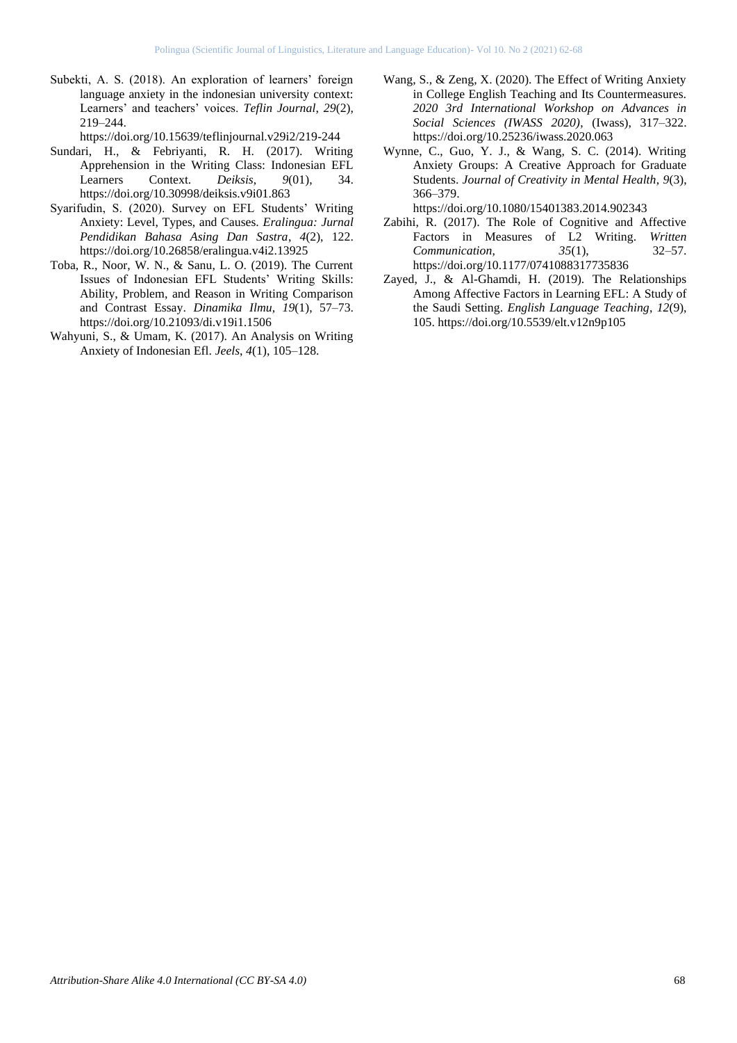Subekti, A. S. (2018). An exploration of learners' foreign language anxiety in the indonesian university context: Learners' and teachers' voices. *Teflin Journal*, *29*(2), 219–244. https://doi.org/10.15639/teflinjournal.v29i2/219-244

Sundari, H., & Febriyanti, R. H. (2017). Writing Apprehension in the Writing Class: Indonesian EFL Learners Context. *Deiksis*, *9*(01), 34. https://doi.org/10.30998/deiksis.v9i01.863

Syarifudin, S. (2020). Survey on EFL Students' Writing Anxiety: Level, Types, and Causes. *Eralingua: Jurnal Pendidikan Bahasa Asing Dan Sastra*, *4*(2), 122. https://doi.org/10.26858/eralingua.v4i2.13925

Toba, R., Noor, W. N., & Sanu, L. O. (2019). The Current Issues of Indonesian EFL Students' Writing Skills: Ability, Problem, and Reason in Writing Comparison and Contrast Essay. *Dinamika Ilmu*, *19*(1), 57–73. https://doi.org/10.21093/di.v19i1.1506

Wahyuni, S., & Umam, K. (2017). An Analysis on Writing Anxiety of Indonesian Efl. *Jeels*, *4*(1), 105–128.

Wang, S., & Zeng, X. (2020). The Effect of Writing Anxiety in College English Teaching and Its Countermeasures. *2020 3rd International Workshop on Advances in Social Sciences (IWASS 2020)*, (Iwass), 317–322. https://doi.org/10.25236/iwass.2020.063

Wynne, C., Guo, Y. J., & Wang, S. C. (2014). Writing Anxiety Groups: A Creative Approach for Graduate Students. *Journal of Creativity in Mental Health*, *9*(3), 366–379. https://doi.org/10.1080/15401383.2014.902343

Zabihi, R. (2017). The Role of Cognitive and Affective Factors in Measures of L2 Writing. *Written Communication*, *35*(1), 32–57. https://doi.org/10.1177/0741088317735836

Zayed, J., & Al-Ghamdi, H. (2019). The Relationships Among Affective Factors in Learning EFL: A Study of the Saudi Setting. *English Language Teaching*, *12*(9), 105. https://doi.org/10.5539/elt.v12n9p105

*Attribution-Share Alike 4.0 International (CC BY-SA 4.0)*